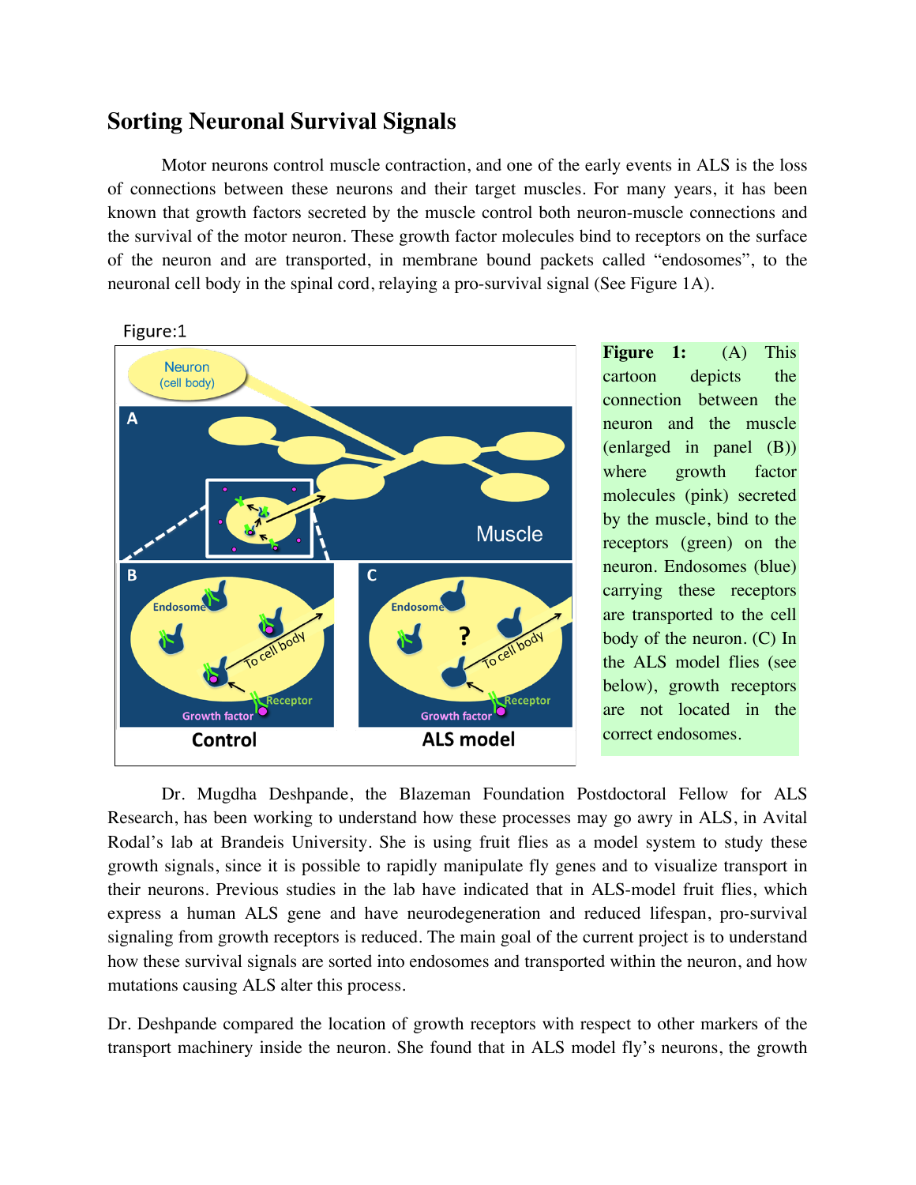# Sorting Neuronal Survival Signals

Motor neurons control muscle contraction, and one of the early events in ALS is the loss of connections between these neurons and their target muscles. For many years, it has been known that growth factors secreted by the muscle control both neuron-muscle connections and the survival of the motor neuron. These growth factor molecules bind to receptors on the surface of the neuron and are transported, in membrane bound packets called "endosomes", to the neuronal cell body in the spinal cord, relaying a pro-survival signal (See Figure 1A).

Figure:1

**Figure 1:** (A) This cartoon depicts the connection between the neuron and the muscle (enlarged in panel (B)) where growth factor molecules (pink) secreted by the muscle, bind to the receptors (green) on the neuron. Endosomes (blue) carrying these receptors are transported to the cell body of the neuron. (C) In the ALS model flies (see below), growth receptors are not located in the correct endosomes.

Dr. Mugdha Deshpande, the Blazeman Foundation Postdoctoral Fellow for ALS Research, has been working to understand how these processes may go awry in ALS, in Avital Rodal's lab at Brandeis University. She is using fruit flies as a model system to study these growth signals, since it is possible to rapidly manipulate fly genes and to visualize transport in their neurons. Previous studies in the lab have indicated that in ALS-model fruit flies, which express a human ALS gene and have neurodegeneration and reduced lifespan, pro-survival signaling from growth receptors is reduced. The main goal of the current project is to understand how these survival signals are sorted into endosomes and transported within the neuron, and how mutations causing ALS alter this process.

Dr. Deshpande compared the location of growth receptors with respect to other markers of the transport machinery inside the neuron. She found that in ALS model fly's neurons, the growth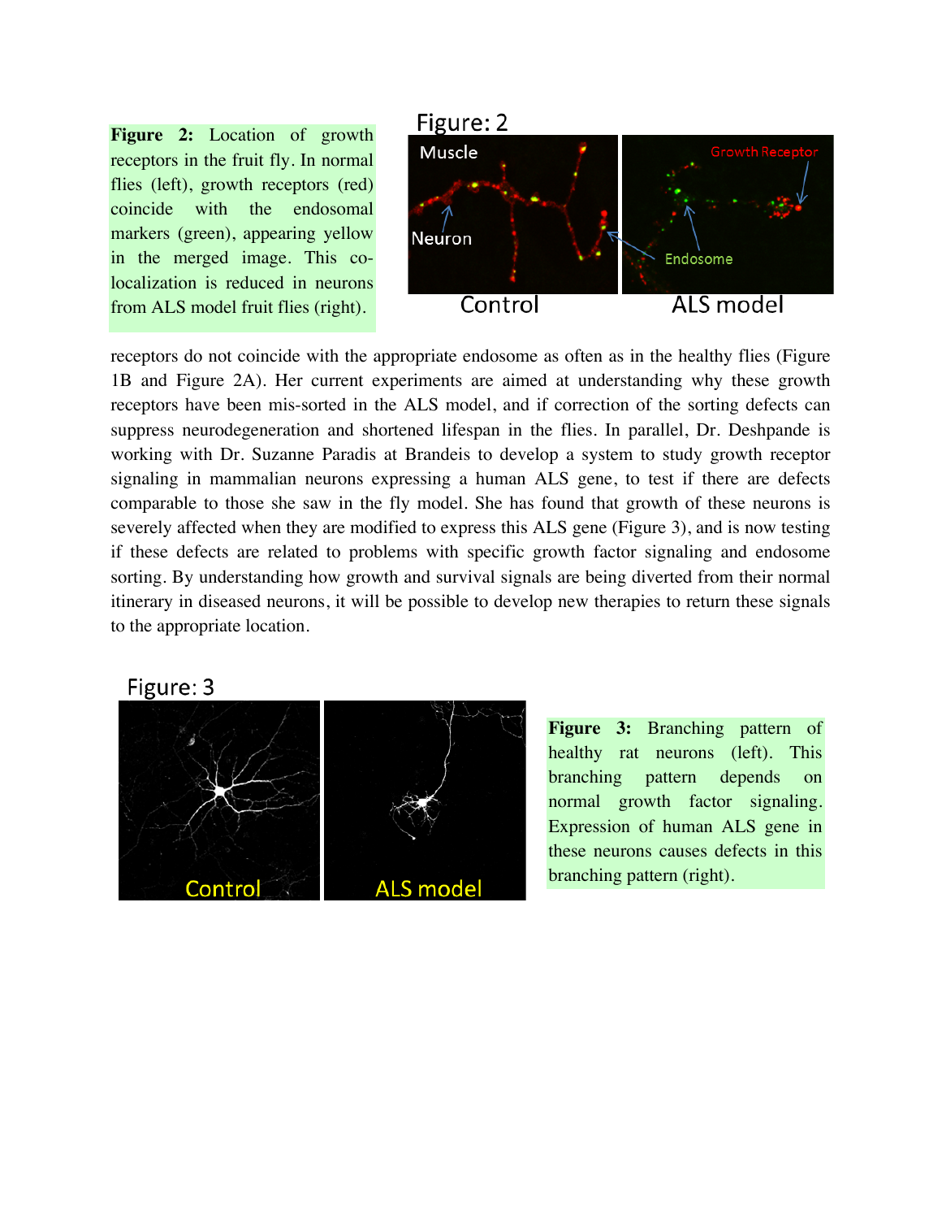**Figure 2:** Location of growth receptors in the fruit fly. In normal flies (left), growth receptors (red) coincide with the endosomal markers (green), appearing yellow in the merged image. This co-localization is reduced in neurons from ALS model fruit flies (right).

Figure: 2

Muscle

Neuron

Growth Receptor

Endosome

Control

ALS model

receptors do not coincide with the appropriate endosome as often as in the healthy flies (Figure 1B and Figure 2A). Her current experiments are aimed at understanding why these growth receptors have been mis-sorted in the ALS model, and if correction of the sorting defects can suppress neurodegeneration and shortened lifespan in the flies. In parallel, Dr. Deshpande is working with Dr. Suzanne Paradis at Brandeis to develop a system to study growth receptor signaling in mammalian neurons expressing a human ALS gene, to test if there are defects comparable to those she saw in the fly model. She has found that growth of these neurons is severely affected when they are modified to express this ALS gene (Figure 3), and is now testing if these defects are related to problems with specific growth factor signaling and endosome sorting. By understanding how growth and survival signals are being diverted from their normal itinerary in diseased neurons, it will be possible to develop new therapies to return these signals to the appropriate location.

Figure: 3

Control

ALS model

**Figure 3:** Branching pattern of healthy rat neurons (left). This branching pattern depends on normal growth factor signaling. Expression of human ALS gene in these neurons causes defects in this branching pattern (right).